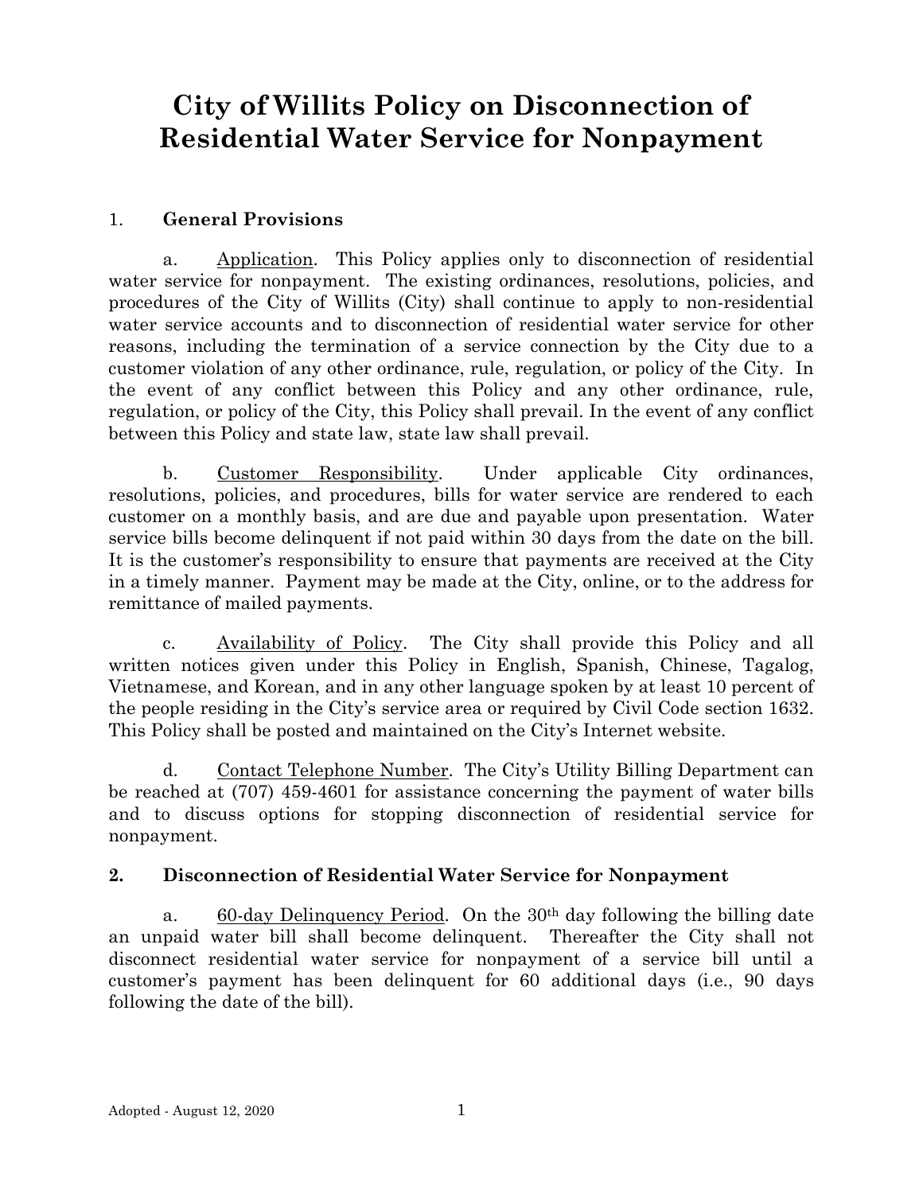# City of Willits Policy on Disconnection of Residential Water Service for Nonpayment

## 1. General Provisions

a. Application. This Policy applies only to disconnection of residential water service for nonpayment. The existing ordinances, resolutions, policies, and procedures of the City of Willits (City) shall continue to apply to non-residential water service accounts and to disconnection of residential water service for other reasons, including the termination of a service connection by the City due to a customer violation of any other ordinance, rule, regulation, or policy of the City. In the event of any conflict between this Policy and any other ordinance, rule, regulation, or policy of the City, this Policy shall prevail. In the event of any conflict between this Policy and state law, state law shall prevail.

b. Customer Responsibility. Under applicable City ordinances, resolutions, policies, and procedures, bills for water service are rendered to each customer on a monthly basis, and are due and payable upon presentation. Water service bills become delinquent if not paid within 30 days from the date on the bill. It is the customer's responsibility to ensure that payments are received at the City in a timely manner. Payment may be made at the City, online, or to the address for remittance of mailed payments.

c. Availability of Policy. The City shall provide this Policy and all written notices given under this Policy in English, Spanish, Chinese, Tagalog, Vietnamese, and Korean, and in any other language spoken by at least 10 percent of the people residing in the City's service area or required by Civil Code section 1632. This Policy shall be posted and maintained on the City's Internet website.

d. Contact Telephone Number. The City's Utility Billing Department can be reached at (707) 459-4601 for assistance concerning the payment of water bills and to discuss options for stopping disconnection of residential service for nonpayment.

## 2. Disconnection of Residential Water Service for Nonpayment

a. 60-day Delinquency Period. On the 30th day following the billing date an unpaid water bill shall become delinquent. Thereafter the City shall not disconnect residential water service for nonpayment of a service bill until a customer's payment has been delinquent for 60 additional days (i.e., 90 days following the date of the bill).

Adopted - August 12, 2020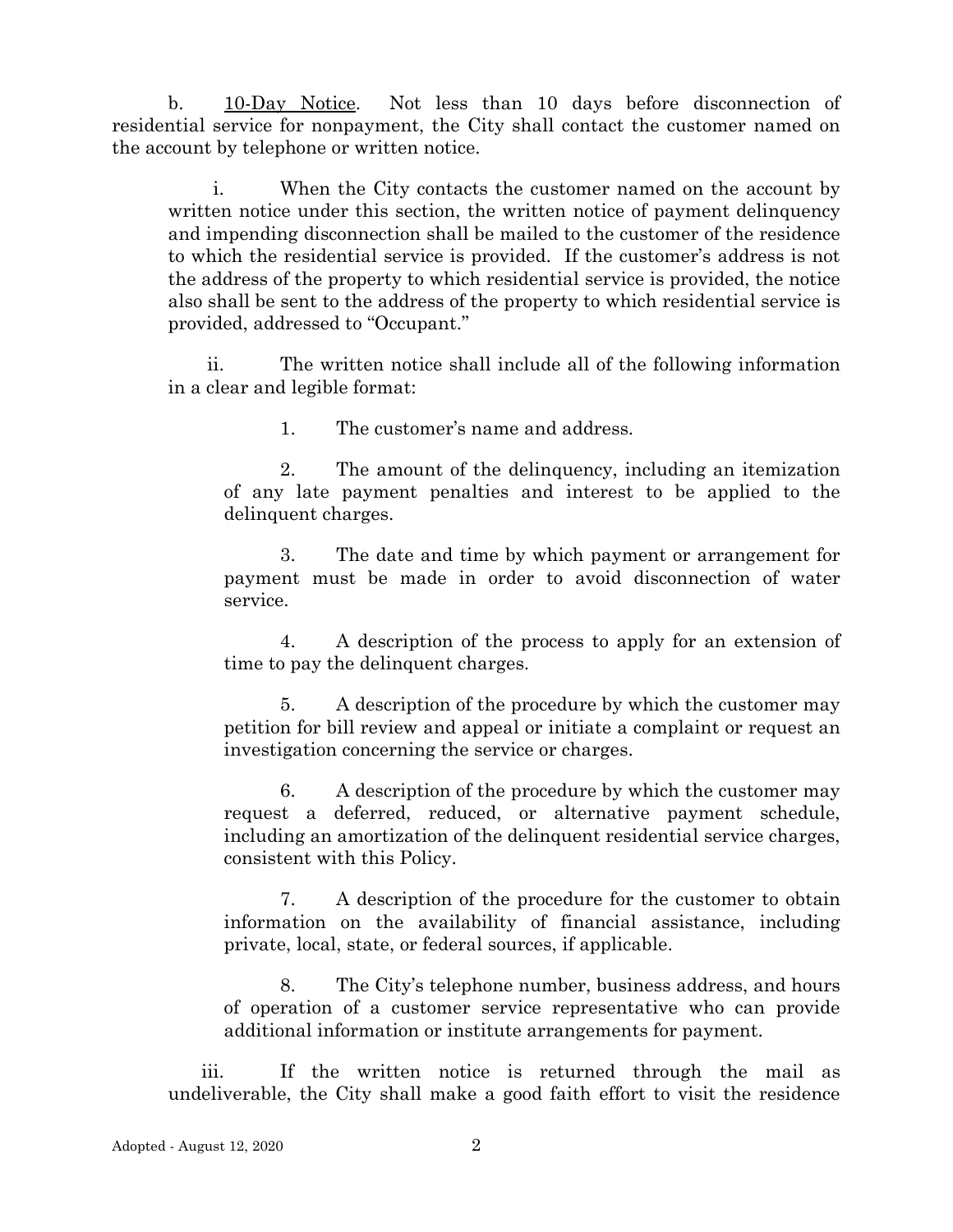b. 10-Day Notice. Not less than 10 days before disconnection of residential service for nonpayment, the City shall contact the customer named on the account by telephone or written notice.

i. When the City contacts the customer named on the account by written notice under this section, the written notice of payment delinquency and impending disconnection shall be mailed to the customer of the residence to which the residential service is provided. If the customer's address is not the address of the property to which residential service is provided, the notice also shall be sent to the address of the property to which residential service is provided, addressed to "Occupant."

ii. The written notice shall include all of the following information in a clear and legible format:

1. The customer's name and address.

2. The amount of the delinquency, including an itemization of any late payment penalties and interest to be applied to the delinquent charges.

3. The date and time by which payment or arrangement for payment must be made in order to avoid disconnection of water service.

4. A description of the process to apply for an extension of time to pay the delinquent charges.

5. A description of the procedure by which the customer may petition for bill review and appeal or initiate a complaint or request an investigation concerning the service or charges.

6. A description of the procedure by which the customer may request a deferred, reduced, or alternative payment schedule, including an amortization of the delinquent residential service charges, consistent with this Policy.

7. A description of the procedure for the customer to obtain information on the availability of financial assistance, including private, local, state, or federal sources, if applicable.

8. The City's telephone number, business address, and hours of operation of a customer service representative who can provide additional information or institute arrangements for payment.

iii. If the written notice is returned through the mail as undeliverable, the City shall make a good faith effort to visit the residence

Adopted - August 12, 2020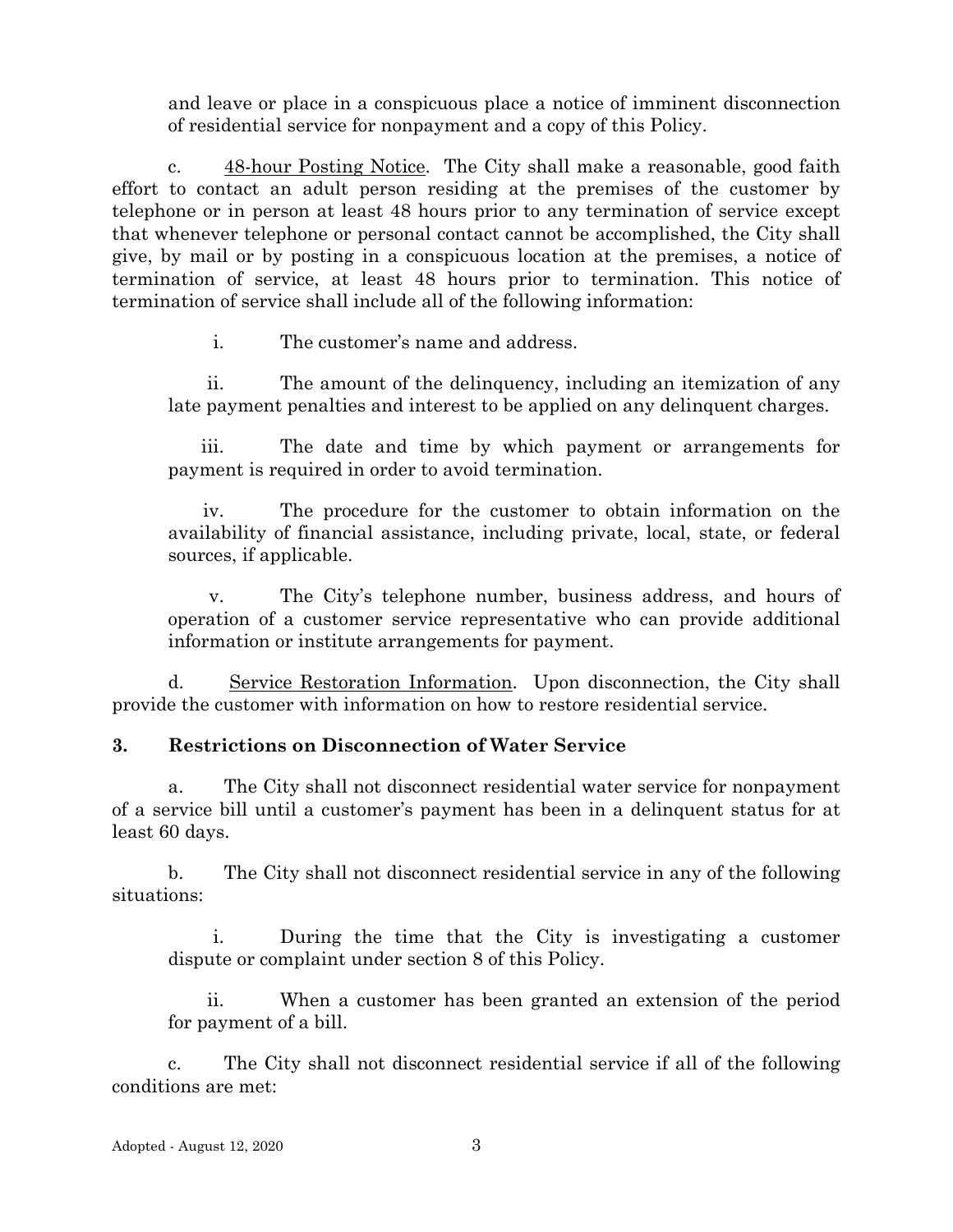and leave or place in a conspicuous place a notice of imminent disconnection of residential service for nonpayment and a copy of this Policy.

c. <u>48-hour Posting Notice</u>. The City shall make a reasonable, good faith effort to contact an adult person residing at the premises of the customer by telephone or in person at least 48 hours prior to any termination of service except that whenever telephone or personal contact cannot be accomplished, the City shall give, by mail or by posting in a conspicuous location at the premises, a notice of termination of service, at least 48 hours prior to termination. This notice of termination of service shall include all of the following information:

i. The customer's name and address.

ii. The amount of the delinquency, including an itemization of any late payment penalties and interest to be applied on any delinquent charges.

iii. The date and time by which payment or arrangements for payment is required in order to avoid termination.

iv. The procedure for the customer to obtain information on the availability of financial assistance, including private, local, state, or federal sources, if applicable.

v. The City's telephone number, business address, and hours of operation of a customer service representative who can provide additional information or institute arrangements for payment.

d. <u>Service Restoration Information</u>. Upon disconnection, the City shall provide the customer with information on how to restore residential service.

**3. Restrictions on Disconnection of Water Service**

a. The City shall not disconnect residential water service for nonpayment of a service bill until a customer's payment has been in a delinquent status for at least 60 days.

b. The City shall not disconnect residential service in any of the following situations:

i. During the time that the City is investigating a customer dispute or complaint under section 8 of this Policy.

ii. When a customer has been granted an extension of the period for payment of a bill.

c. The City shall not disconnect residential service if all of the following conditions are met:

Adopted - August 12, 2020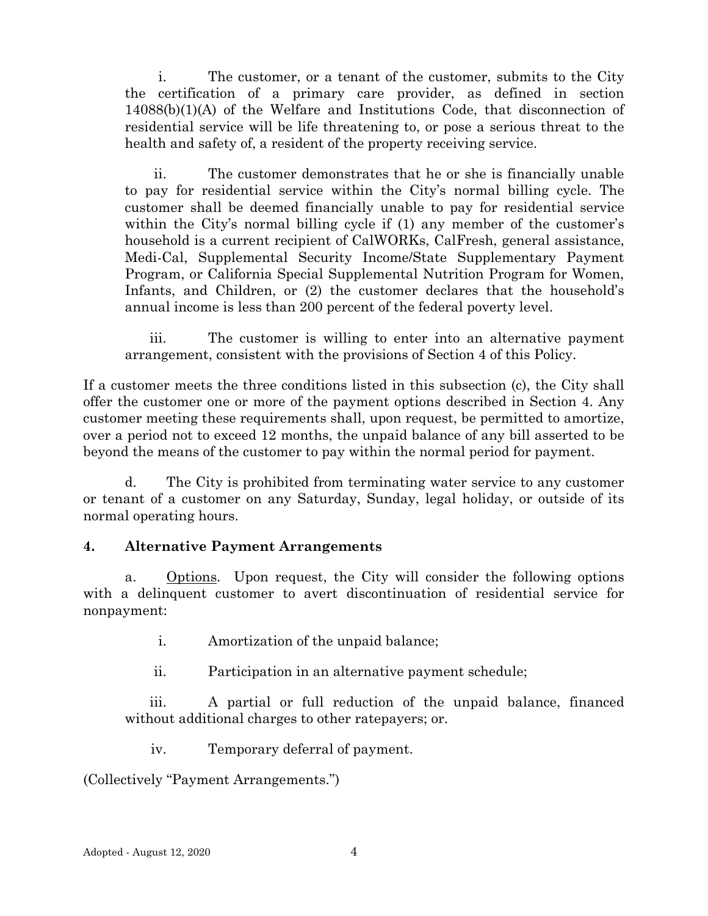i. The customer, or a tenant of the customer, submits to the City the certification of a primary care provider, as defined in section 14088(b)(1)(A) of the Welfare and Institutions Code, that disconnection of residential service will be life threatening to, or pose a serious threat to the health and safety of, a resident of the property receiving service.

ii. The customer demonstrates that he or she is financially unable to pay for residential service within the City's normal billing cycle. The customer shall be deemed financially unable to pay for residential service within the City's normal billing cycle if (1) any member of the customer's household is a current recipient of CalWORKs, CalFresh, general assistance, Medi-Cal, Supplemental Security Income/State Supplementary Payment Program, or California Special Supplemental Nutrition Program for Women, Infants, and Children, or (2) the customer declares that the household's annual income is less than 200 percent of the federal poverty level.

iii. The customer is willing to enter into an alternative payment arrangement, consistent with the provisions of Section 4 of this Policy.

If a customer meets the three conditions listed in this subsection (c), the City shall offer the customer one or more of the payment options described in Section 4. Any customer meeting these requirements shall, upon request, be permitted to amortize, over a period not to exceed 12 months, the unpaid balance of any bill asserted to be beyond the means of the customer to pay within the normal period for payment.

d. The City is prohibited from terminating water service to any customer or tenant of a customer on any Saturday, Sunday, legal holiday, or outside of its normal operating hours.

**4. Alternative Payment Arrangements**

a. Options. Upon request, the City will consider the following options with a delinquent customer to avert discontinuation of residential service for nonpayment:

i. Amortization of the unpaid balance;

ii. Participation in an alternative payment schedule;

iii. A partial or full reduction of the unpaid balance, financed without additional charges to other ratepayers; or.

iv. Temporary deferral of payment.

(Collectively "Payment Arrangements.")

Adopted - August 12, 2020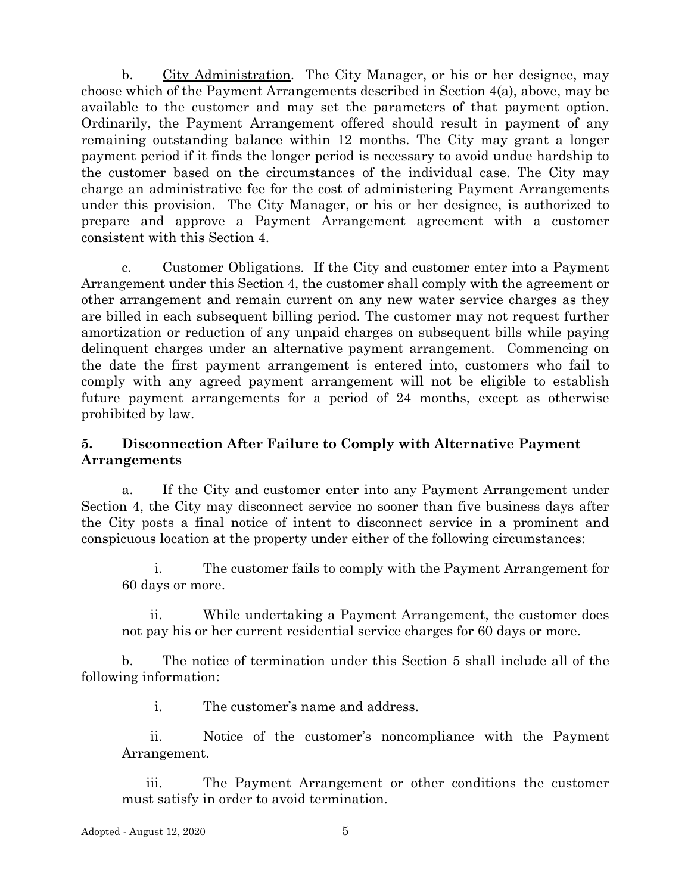b. <u>City Administration</u>. The City Manager, or his or her designee, may choose which of the Payment Arrangements described in Section 4(a), above, may be available to the customer and may set the parameters of that payment option. Ordinarily, the Payment Arrangement offered should result in payment of any remaining outstanding balance within 12 months. The City may grant a longer payment period if it finds the longer period is necessary to avoid undue hardship to the customer based on the circumstances of the individual case. The City may charge an administrative fee for the cost of administering Payment Arrangements under this provision. The City Manager, or his or her designee, is authorized to prepare and approve a Payment Arrangement agreement with a customer consistent with this Section 4.

c. <u>Customer Obligations</u>. If the City and customer enter into a Payment Arrangement under this Section 4, the customer shall comply with the agreement or other arrangement and remain current on any new water service charges as they are billed in each subsequent billing period. The customer may not request further amortization or reduction of any unpaid charges on subsequent bills while paying delinquent charges under an alternative payment arrangement. Commencing on the date the first payment arrangement is entered into, customers who fail to comply with any agreed payment arrangement will not be eligible to establish future payment arrangements for a period of 24 months, except as otherwise prohibited by law.

### 5. Disconnection After Failure to Comply with Alternative Payment Arrangements

a. If the City and customer enter into any Payment Arrangement under Section 4, the City may disconnect service no sooner than five business days after the City posts a final notice of intent to disconnect service in a prominent and conspicuous location at the property under either of the following circumstances:

i. The customer fails to comply with the Payment Arrangement for 60 days or more.

ii. While undertaking a Payment Arrangement, the customer does not pay his or her current residential service charges for 60 days or more.

b. The notice of termination under this Section 5 shall include all of the following information:

i. The customer's name and address.

ii. Notice of the customer's noncompliance with the Payment Arrangement.

iii. The Payment Arrangement or other conditions the customer must satisfy in order to avoid termination.

Adopted - August 12, 2020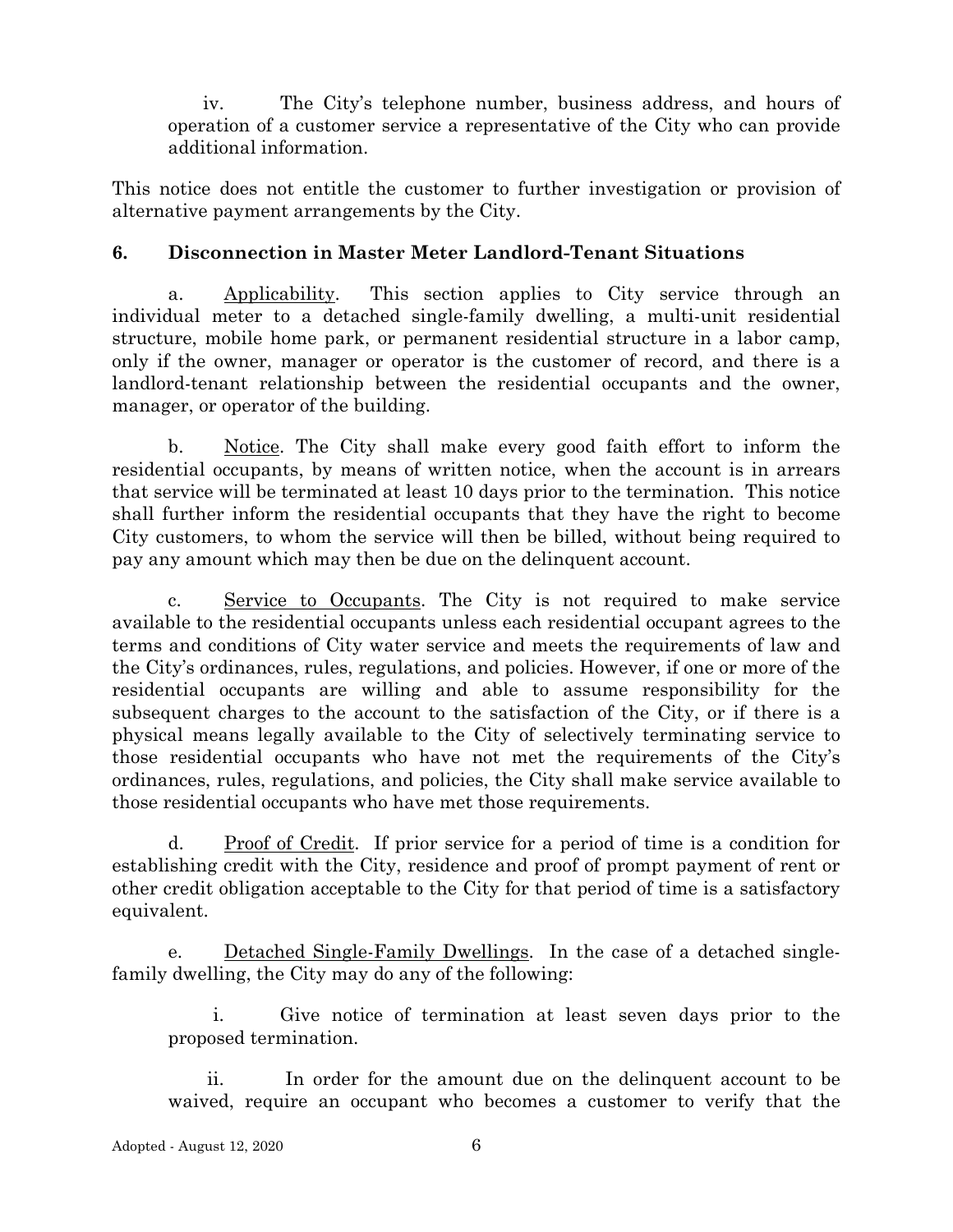iv. The City's telephone number, business address, and hours of operation of a customer service a representative of the City who can provide additional information.

This notice does not entitle the customer to further investigation or provision of alternative payment arrangements by the City.

### 6. Disconnection in Master Meter Landlord-Tenant Situations

a. Applicability. This section applies to City service through an individual meter to a detached single-family dwelling, a multi-unit residential structure, mobile home park, or permanent residential structure in a labor camp, only if the owner, manager or operator is the customer of record, and there is a landlord-tenant relationship between the residential occupants and the owner, manager, or operator of the building.

b. Notice. The City shall make every good faith effort to inform the residential occupants, by means of written notice, when the account is in arrears that service will be terminated at least 10 days prior to the termination. This notice shall further inform the residential occupants that they have the right to become City customers, to whom the service will then be billed, without being required to pay any amount which may then be due on the delinquent account.

c. Service to Occupants. The City is not required to make service available to the residential occupants unless each residential occupant agrees to the terms and conditions of City water service and meets the requirements of law and the City's ordinances, rules, regulations, and policies. However, if one or more of the residential occupants are willing and able to assume responsibility for the subsequent charges to the account to the satisfaction of the City, or if there is a physical means legally available to the City of selectively terminating service to those residential occupants who have not met the requirements of the City's ordinances, rules, regulations, and policies, the City shall make service available to those residential occupants who have met those requirements.

d. Proof of Credit. If prior service for a period of time is a condition for establishing credit with the City, residence and proof of prompt payment of rent or other credit obligation acceptable to the City for that period of time is a satisfactory equivalent.

e. Detached Single-Family Dwellings. In the case of a detached single-family dwelling, the City may do any of the following:

i. Give notice of termination at least seven days prior to the proposed termination.

ii. In order for the amount due on the delinquent account to be waived, require an occupant who becomes a customer to verify that the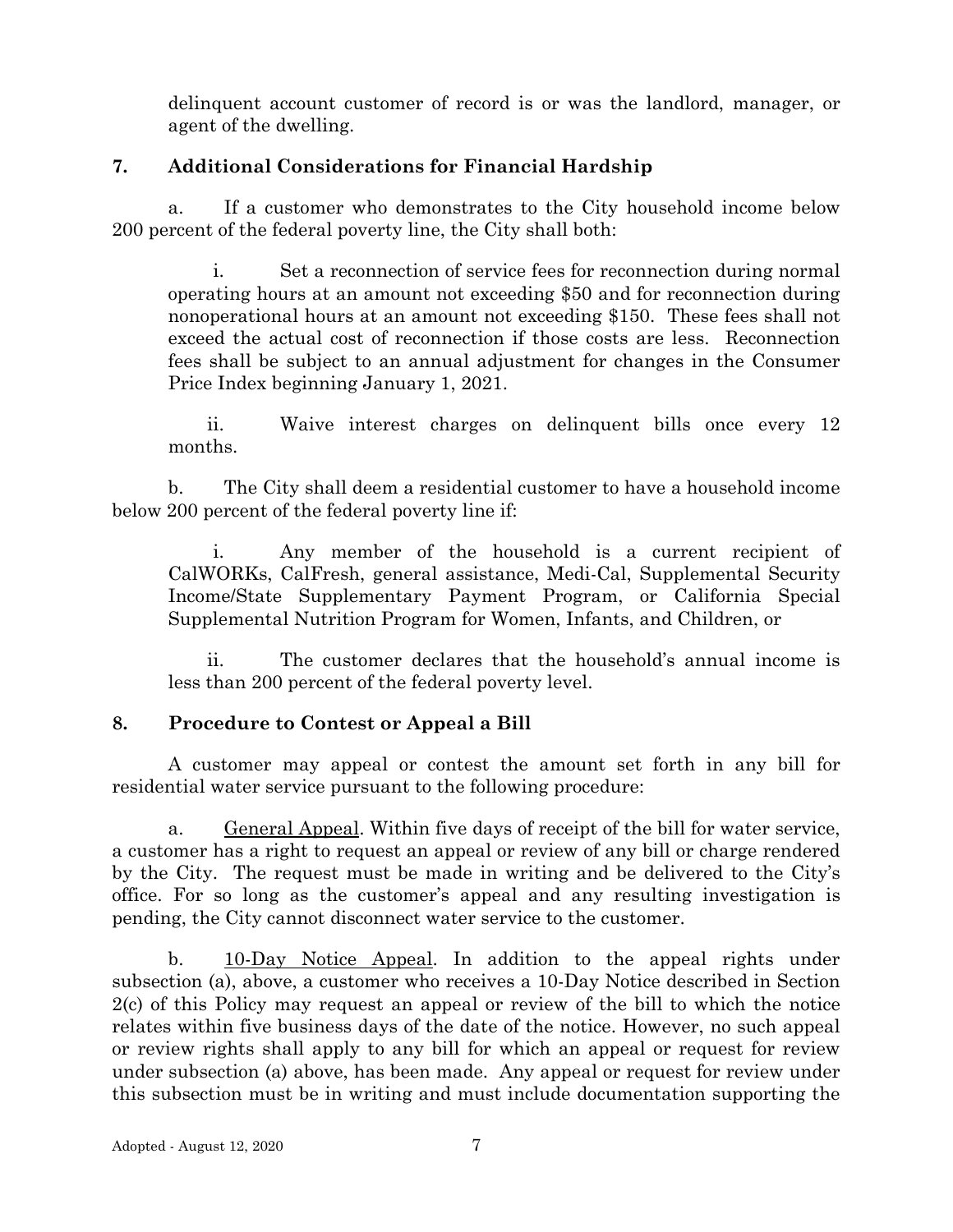delinquent account customer of record is or was the landlord, manager, or agent of the dwelling.

## 7. Additional Considerations for Financial Hardship

a. If a customer who demonstrates to the City household income below 200 percent of the federal poverty line, the City shall both:

i. Set a reconnection of service fees for reconnection during normal operating hours at an amount not exceeding $50 and for reconnection during nonoperational hours at an amount not exceeding $150. These fees shall not exceed the actual cost of reconnection if those costs are less. Reconnection fees shall be subject to an annual adjustment for changes in the Consumer Price Index beginning January 1, 2021.

ii. Waive interest charges on delinquent bills once every 12 months.

b. The City shall deem a residential customer to have a household income below 200 percent of the federal poverty line if:

i. Any member of the household is a current recipient of CalWORKs, CalFresh, general assistance, Medi-Cal, Supplemental Security Income/State Supplementary Payment Program, or California Special Supplemental Nutrition Program for Women, Infants, and Children, or

ii. The customer declares that the household's annual income is less than 200 percent of the federal poverty level.

## 8. Procedure to Contest or Appeal a Bill

A customer may appeal or contest the amount set forth in any bill for residential water service pursuant to the following procedure:

a. General Appeal. Within five days of receipt of the bill for water service, a customer has a right to request an appeal or review of any bill or charge rendered by the City. The request must be made in writing and be delivered to the City's office. For so long as the customer's appeal and any resulting investigation is pending, the City cannot disconnect water service to the customer.

b. 10-Day Notice Appeal. In addition to the appeal rights under subsection (a), above, a customer who receives a 10-Day Notice described in Section 2(c) of this Policy may request an appeal or review of the bill to which the notice relates within five business days of the date of the notice. However, no such appeal or review rights shall apply to any bill for which an appeal or request for review under subsection (a) above, has been made. Any appeal or request for review under this subsection must be in writing and must include documentation supporting the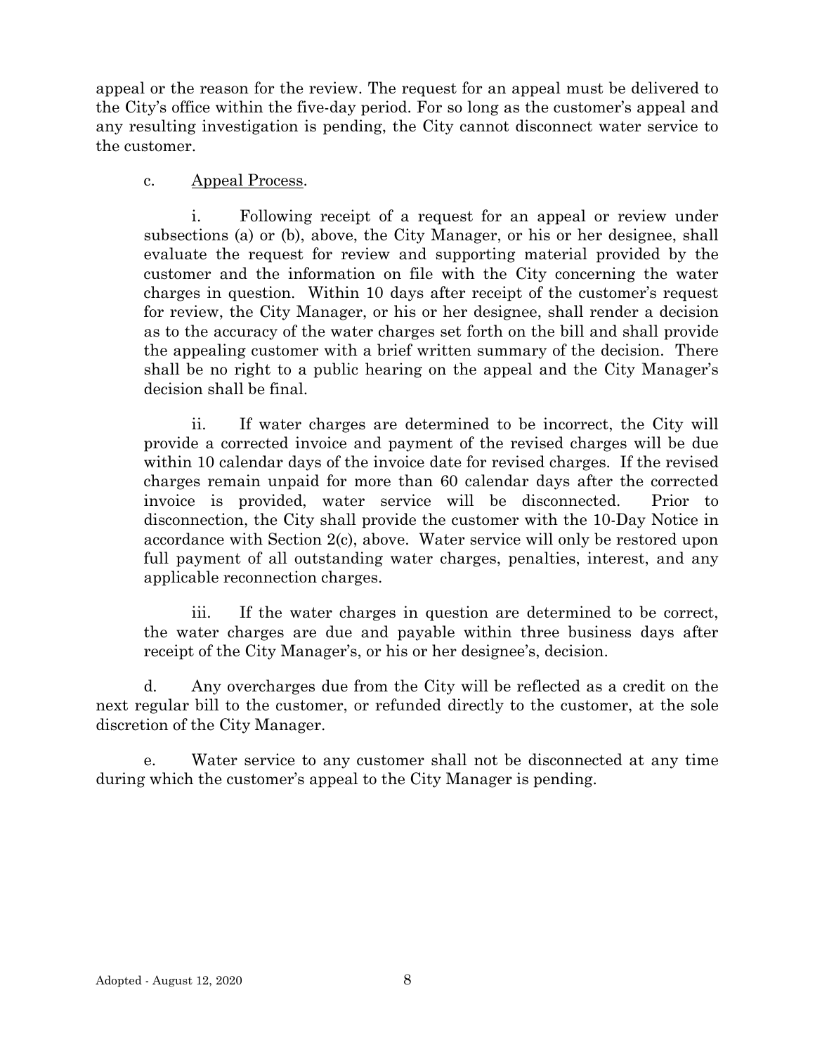appeal or the reason for the review. The request for an appeal must be delivered to the City's office within the five-day period. For so long as the customer's appeal and any resulting investigation is pending, the City cannot disconnect water service to the customer.

c. Appeal Process.

i. Following receipt of a request for an appeal or review under subsections (a) or (b), above, the City Manager, or his or her designee, shall evaluate the request for review and supporting material provided by the customer and the information on file with the City concerning the water charges in question. Within 10 days after receipt of the customer's request for review, the City Manager, or his or her designee, shall render a decision as to the accuracy of the water charges set forth on the bill and shall provide the appealing customer with a brief written summary of the decision. There shall be no right to a public hearing on the appeal and the City Manager's decision shall be final.

ii. If water charges are determined to be incorrect, the City will provide a corrected invoice and payment of the revised charges will be due within 10 calendar days of the invoice date for revised charges. If the revised charges remain unpaid for more than 60 calendar days after the corrected invoice is provided, water service will be disconnected. Prior to disconnection, the City shall provide the customer with the 10-Day Notice in accordance with Section 2(c), above. Water service will only be restored upon full payment of all outstanding water charges, penalties, interest, and any applicable reconnection charges.

iii. If the water charges in question are determined to be correct, the water charges are due and payable within three business days after receipt of the City Manager's, or his or her designee's, decision.

d. Any overcharges due from the City will be reflected as a credit on the next regular bill to the customer, or refunded directly to the customer, at the sole discretion of the City Manager.

e. Water service to any customer shall not be disconnected at any time during which the customer's appeal to the City Manager is pending.

Adopted - August 12, 2020